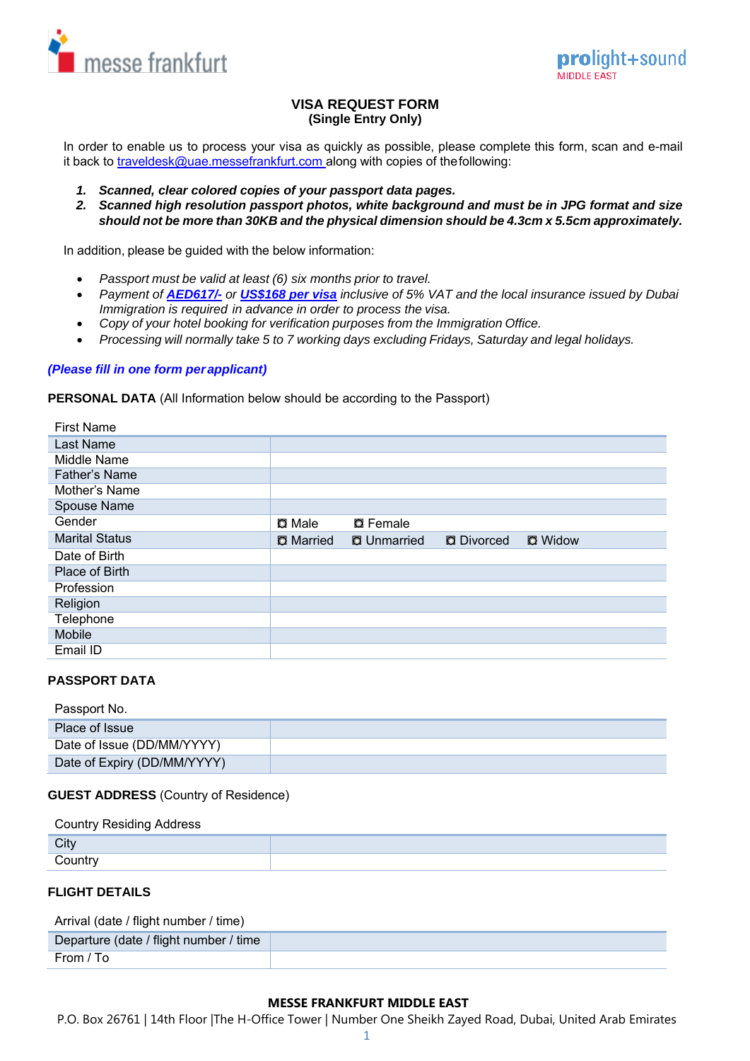messe frankfurt

prolight+sound MIDDLE EAST

## VISA REQUEST FORM
**(Single Entry Only)**

In order to enable us to process your visa as quickly as possible, please complete this form, scan and e-mail it back to traveldesk@uae.messefrankfurt.com along with copies of the following:

1. ***Scanned, clear colored copies of your passport data pages.***
2. ***Scanned high resolution passport photos, white background and must be in JPG format and size should not be more than 30KB and the physical dimension should be 4.3cm x 5.5cm approximately.***

In addition, please be guided with the below information:

- *Passport must be valid at least (6) six months prior to travel.*
- *Payment of **AED617/-** or **US$168 per visa** inclusive of 5% VAT and the local insurance issued by Dubai Immigration is required in advance in order to process the visa.*
- *Copy of your hotel booking for verification purposes from the Immigration Office.*
- *Processing will normally take 5 to 7 working days excluding Fridays, Saturday and legal holidays.*

***(Please fill in one form per applicant)***

**PERSONAL DATA** (All Information below should be according to the Passport)

| First Name | |
|---|---|
| Last Name | |
| Middle Name | |
| Father's Name | |
| Mother's Name | |
| Spouse Name | |
| Gender | ◘ Male ◘ Female |
| Marital Status | ◘ Married ◘ Unmarried ◘ Divorced ◘ Widow |
| Date of Birth | |
| Place of Birth | |
| Profession | |
| Religion | |
| Telephone | |
| Mobile | |
| Email ID | |

**PASSPORT DATA**

| Passport No. | |
|---|---|
| Place of Issue | |
| Date of Issue (DD/MM/YYYY) | |
| Date of Expiry (DD/MM/YYYY) | |

**GUEST ADDRESS** (Country of Residence)

| Country Residing Address | |
|---|---|
| City | |
| Country | |

**FLIGHT DETAILS**

| Arrival (date / flight number / time) | |
|---|---|
| Departure (date / flight number / time | |
| From / To | |

**MESSE FRANKFURT MIDDLE EAST**
P.O. Box 26761 | 14th Floor |The H-Office Tower | Number One Sheikh Zayed Road, Dubai, United Arab Emirates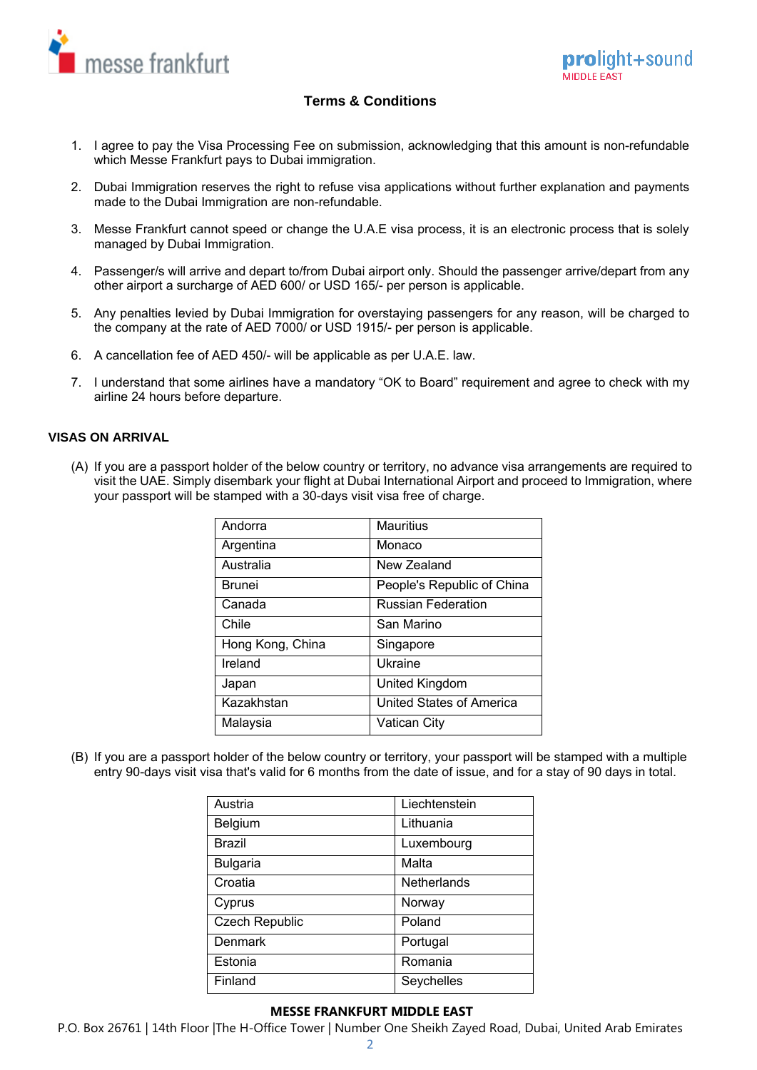## Terms & Conditions

1. I agree to pay the Visa Processing Fee on submission, acknowledging that this amount is non-refundable which Messe Frankfurt pays to Dubai immigration.
2. Dubai Immigration reserves the right to refuse visa applications without further explanation and payments made to the Dubai Immigration are non-refundable.
3. Messe Frankfurt cannot speed or change the U.A.E visa process, it is an electronic process that is solely managed by Dubai Immigration.
4. Passenger/s will arrive and depart to/from Dubai airport only. Should the passenger arrive/depart from any other airport a surcharge of AED 600/ or USD 165/- per person is applicable.
5. Any penalties levied by Dubai Immigration for overstaying passengers for any reason, will be charged to the company at the rate of AED 7000/ or USD 1915/- per person is applicable.
6. A cancellation fee of AED 450/- will be applicable as per U.A.E. law.
7. I understand that some airlines have a mandatory "OK to Board" requirement and agree to check with my airline 24 hours before departure.

### VISAS ON ARRIVAL

(A) If you are a passport holder of the below country or territory, no advance visa arrangements are required to visit the UAE. Simply disembark your flight at Dubai International Airport and proceed to Immigration, where your passport will be stamped with a 30-days visit visa free of charge.

| | |
|---|---|
| Andorra | Mauritius |
| Argentina | Monaco |
| Australia | New Zealand |
| Brunei | People's Republic of China |
| Canada | Russian Federation |
| Chile | San Marino |
| Hong Kong, China | Singapore |
| Ireland | Ukraine |
| Japan | United Kingdom |
| Kazakhstan | United States of America |
| Malaysia | Vatican City |

(B) If you are a passport holder of the below country or territory, your passport will be stamped with a multiple entry 90-days visit visa that's valid for 6 months from the date of issue, and for a stay of 90 days in total.

| | |
|---|---|
| Austria | Liechtenstein |
| Belgium | Lithuania |
| Brazil | Luxembourg |
| Bulgaria | Malta |
| Croatia | Netherlands |
| Cyprus | Norway |
| Czech Republic | Poland |
| Denmark | Portugal |
| Estonia | Romania |
| Finland | Seychelles |

**MESSE FRANKFURT MIDDLE EAST**
P.O. Box 26761 | 14th Floor |The H-Office Tower | Number One Sheikh Zayed Road, Dubai, United Arab Emirates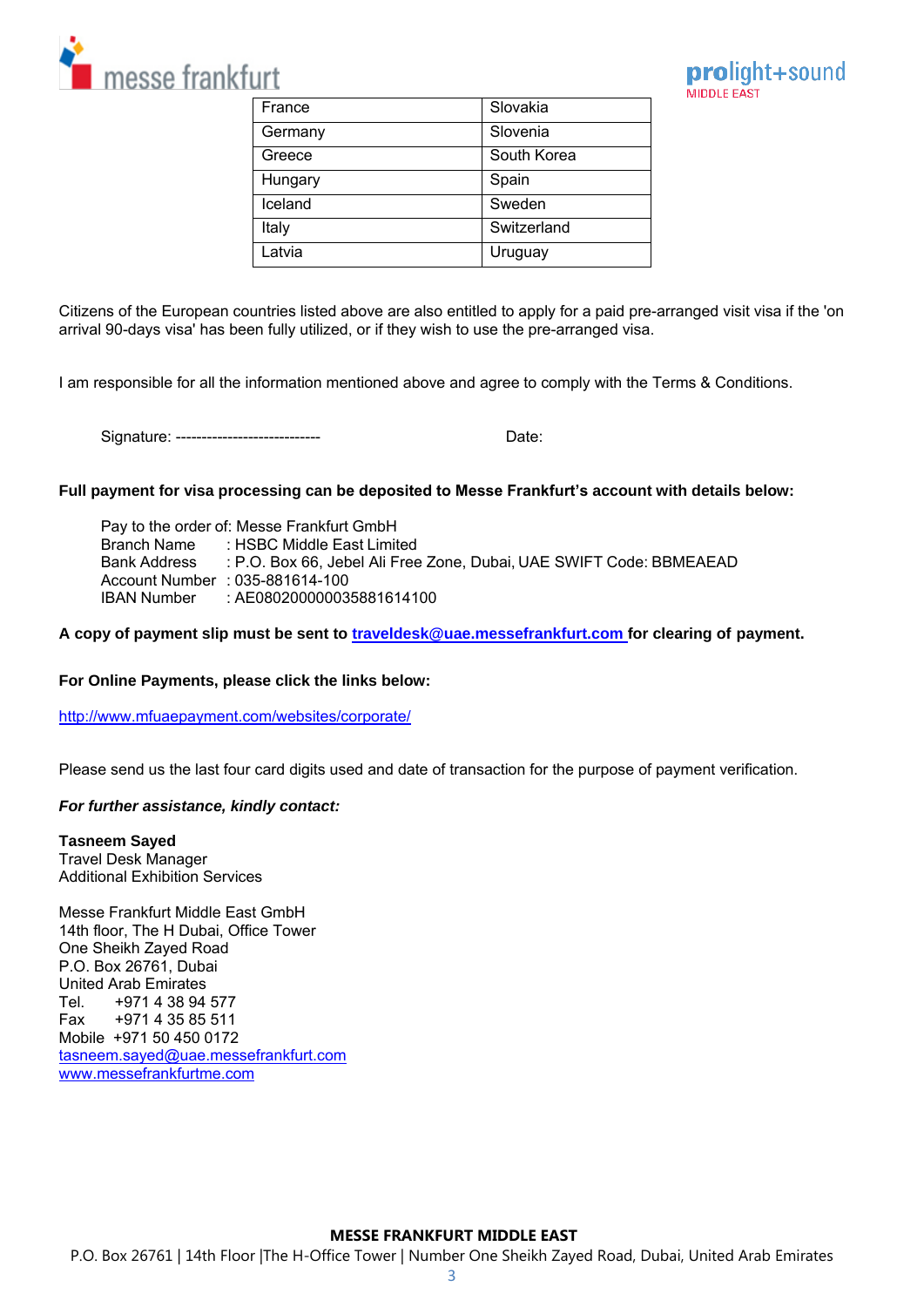| | |
|---|---|
| France | Slovakia |
| Germany | Slovenia |
| Greece | South Korea |
| Hungary | Spain |
| Iceland | Sweden |
| Italy | Switzerland |
| Latvia | Uruguay |

Citizens of the European countries listed above are also entitled to apply for a paid pre-arranged visit visa if the 'on arrival 90-days visa' has been fully utilized, or if they wish to use the pre-arranged visa.

I am responsible for all the information mentioned above and agree to comply with the Terms & Conditions.

Signature: ----------------------------          Date:

**Full payment for visa processing can be deposited to Messe Frankfurt's account with details below:**

Pay to the order of: Messe Frankfurt GmbH
Branch Name : HSBC Middle East Limited
Bank Address : P.O. Box 66, Jebel Ali Free Zone, Dubai, UAE SWIFT Code: BBMEAEAD
Account Number : 035-881614-100
IBAN Number : AE080200000035881614100

**A copy of payment slip must be sent to traveldesk@uae.messefrankfurt.com for clearing of payment.**

**For Online Payments, please click the links below:**

http://www.mfuaepayment.com/websites/corporate/

Please send us the last four card digits used and date of transaction for the purpose of payment verification.

***For further assistance, kindly contact:***

**Tasneem Sayed**
Travel Desk Manager
Additional Exhibition Services

Messe Frankfurt Middle East GmbH
14th floor, The H Dubai, Office Tower
One Sheikh Zayed Road
P.O. Box 26761, Dubai
United Arab Emirates
Tel. +971 4 38 94 577
Fax +971 4 35 85 511
Mobile +971 50 450 0172
tasneem.sayed@uae.messefrankfurt.com
www.messefrankfurtme.com